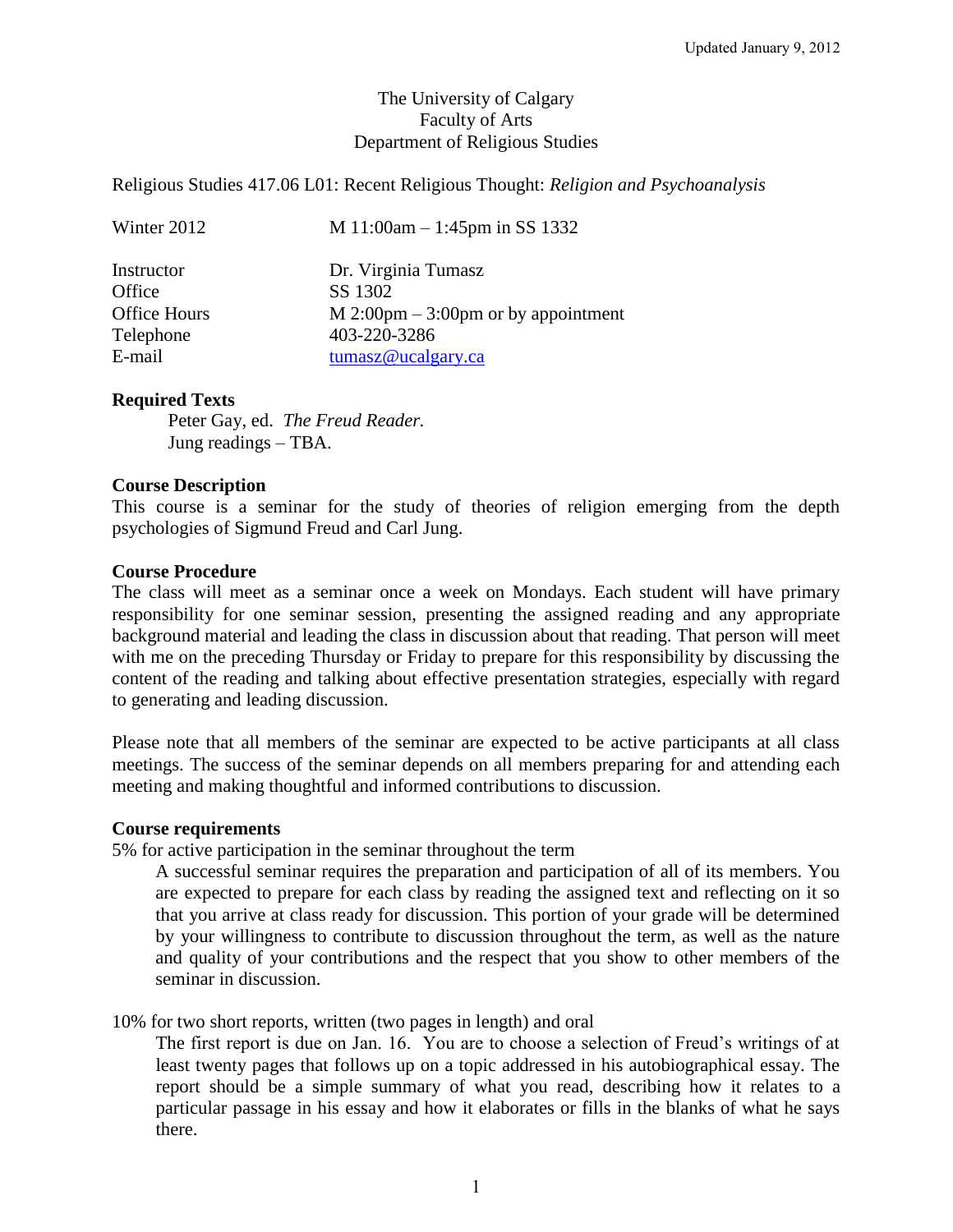Updated January 9, 2012

The University of Calgary
Faculty of Arts
Department of Religious Studies

Religious Studies 417.06 L01: Recent Religious Thought: *Religion and Psychoanalysis*

Winter 2012 — M 11:00am – 1:45pm in SS 1332

| | |
|---|---|
| Instructor | Dr. Virginia Tumasz |
| Office | SS 1302 |
| Office Hours | M 2:00pm – 3:00pm or by appointment |
| Telephone | 403-220-3286 |
| E-mail | tumasz@ucalgary.ca |

**Required Texts**

Peter Gay, ed. *The Freud Reader.*
Jung readings – TBA.

**Course Description**

This course is a seminar for the study of theories of religion emerging from the depth psychologies of Sigmund Freud and Carl Jung.

**Course Procedure**

The class will meet as a seminar once a week on Mondays. Each student will have primary responsibility for one seminar session, presenting the assigned reading and any appropriate background material and leading the class in discussion about that reading. That person will meet with me on the preceding Thursday or Friday to prepare for this responsibility by discussing the content of the reading and talking about effective presentation strategies, especially with regard to generating and leading discussion.

Please note that all members of the seminar are expected to be active participants at all class meetings. The success of the seminar depends on all members preparing for and attending each meeting and making thoughtful and informed contributions to discussion.

**Course requirements**

5% for active participation in the seminar throughout the term

A successful seminar requires the preparation and participation of all of its members. You are expected to prepare for each class by reading the assigned text and reflecting on it so that you arrive at class ready for discussion. This portion of your grade will be determined by your willingness to contribute to discussion throughout the term, as well as the nature and quality of your contributions and the respect that you show to other members of the seminar in discussion.

10% for two short reports, written (two pages in length) and oral

The first report is due on Jan. 16. You are to choose a selection of Freud's writings of at least twenty pages that follows up on a topic addressed in his autobiographical essay. The report should be a simple summary of what you read, describing how it relates to a particular passage in his essay and how it elaborates or fills in the blanks of what he says there.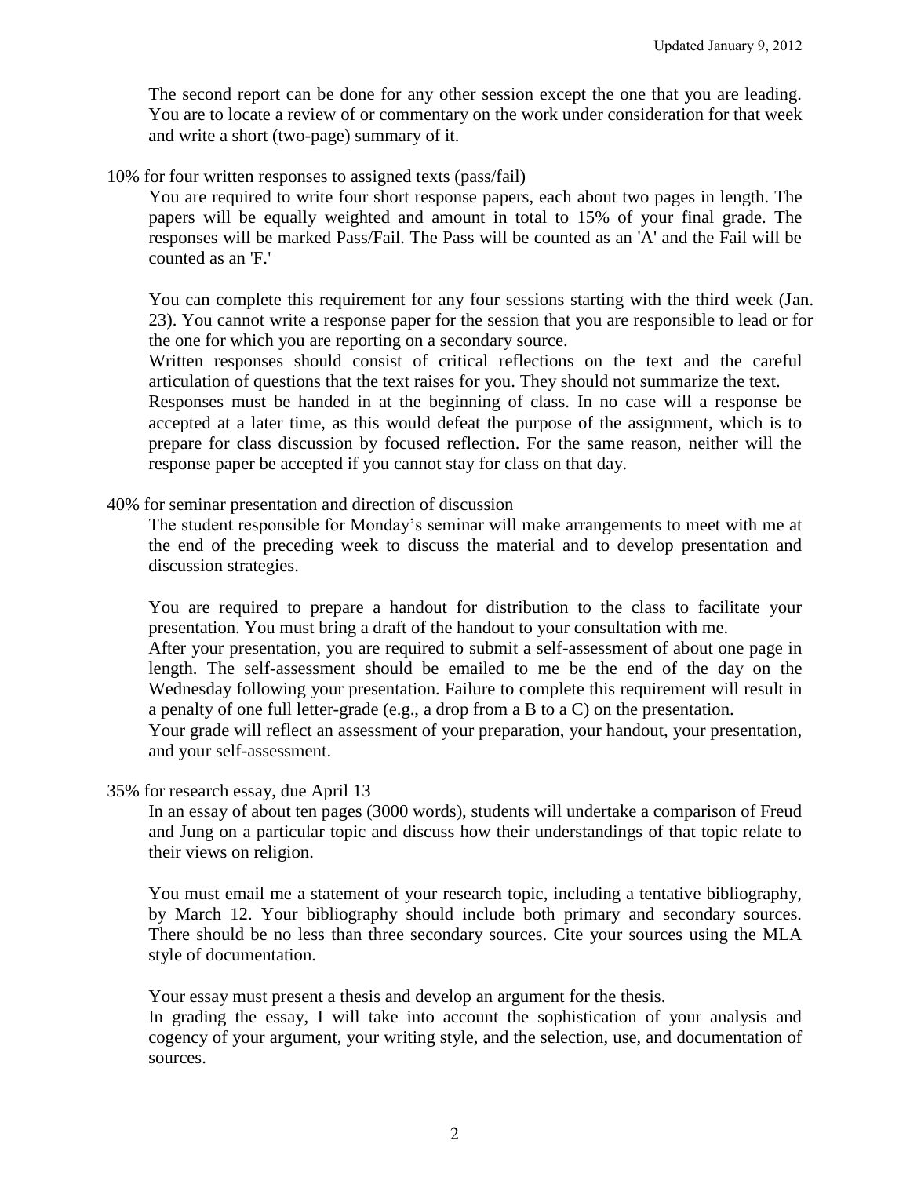The second report can be done for any other session except the one that you are leading. You are to locate a review of or commentary on the work under consideration for that week and write a short (two-page) summary of it.

10% for four written responses to assigned texts (pass/fail)

You are required to write four short response papers, each about two pages in length. The papers will be equally weighted and amount in total to 15% of your final grade. The responses will be marked Pass/Fail. The Pass will be counted as an 'A' and the Fail will be counted as an 'F.'

You can complete this requirement for any four sessions starting with the third week (Jan. 23). You cannot write a response paper for the session that you are responsible to lead or for the one for which you are reporting on a secondary source.

Written responses should consist of critical reflections on the text and the careful articulation of questions that the text raises for you. They should not summarize the text.

Responses must be handed in at the beginning of class. In no case will a response be accepted at a later time, as this would defeat the purpose of the assignment, which is to prepare for class discussion by focused reflection. For the same reason, neither will the response paper be accepted if you cannot stay for class on that day.

40% for seminar presentation and direction of discussion

The student responsible for Monday's seminar will make arrangements to meet with me at the end of the preceding week to discuss the material and to develop presentation and discussion strategies.

You are required to prepare a handout for distribution to the class to facilitate your presentation. You must bring a draft of the handout to your consultation with me.

After your presentation, you are required to submit a self-assessment of about one page in length. The self-assessment should be emailed to me be the end of the day on the Wednesday following your presentation. Failure to complete this requirement will result in a penalty of one full letter-grade (e.g., a drop from a B to a C) on the presentation.

Your grade will reflect an assessment of your preparation, your handout, your presentation, and your self-assessment.

35% for research essay, due April 13

In an essay of about ten pages (3000 words), students will undertake a comparison of Freud and Jung on a particular topic and discuss how their understandings of that topic relate to their views on religion.

You must email me a statement of your research topic, including a tentative bibliography, by March 12. Your bibliography should include both primary and secondary sources. There should be no less than three secondary sources. Cite your sources using the MLA style of documentation.

Your essay must present a thesis and develop an argument for the thesis.

In grading the essay, I will take into account the sophistication of your analysis and cogency of your argument, your writing style, and the selection, use, and documentation of sources.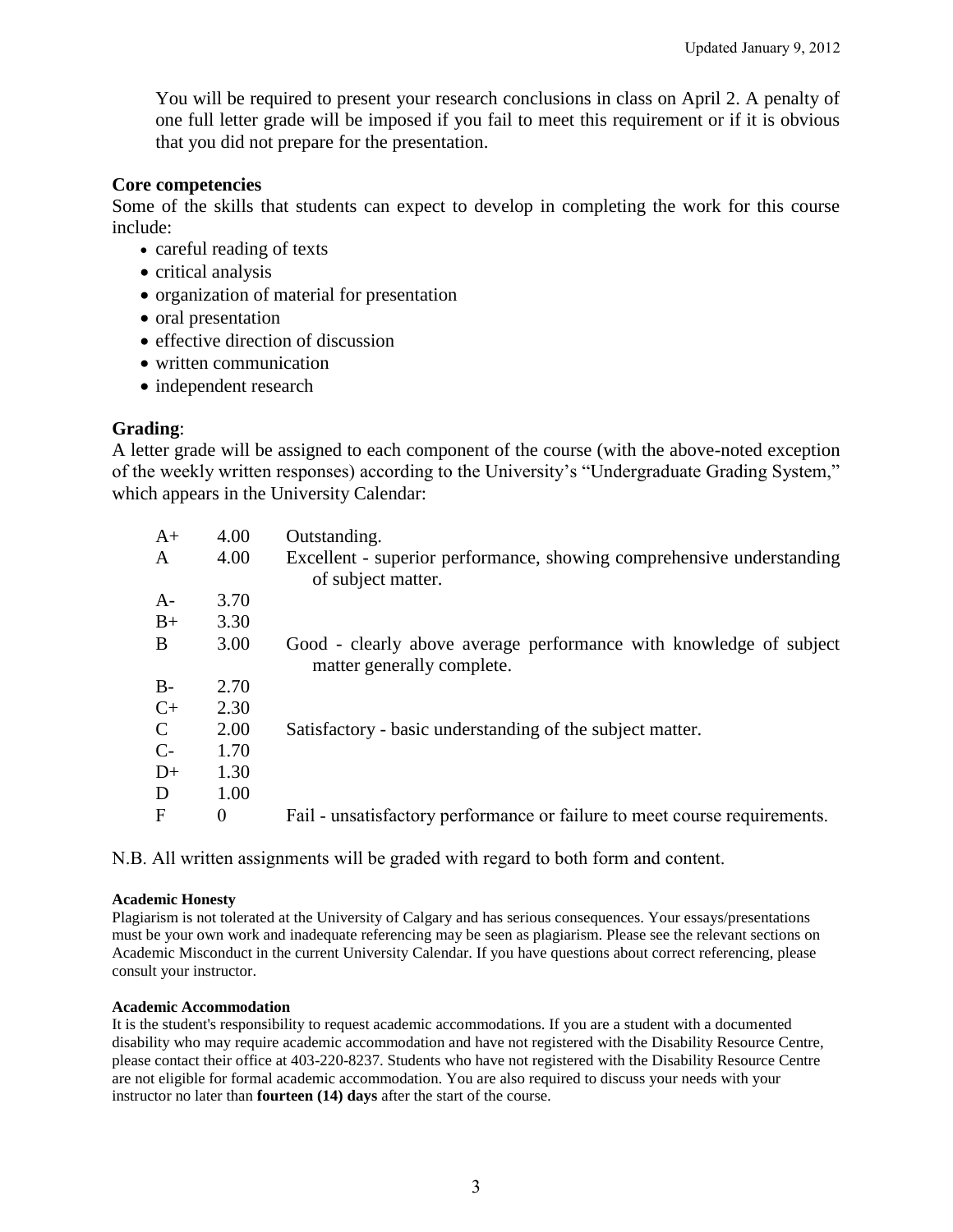You will be required to present your research conclusions in class on April 2. A penalty of one full letter grade will be imposed if you fail to meet this requirement or if it is obvious that you did not prepare for the presentation.

### Core competencies

Some of the skills that students can expect to develop in completing the work for this course include:

- careful reading of texts
- critical analysis
- organization of material for presentation
- oral presentation
- effective direction of discussion
- written communication
- independent research

### Grading:

A letter grade will be assigned to each component of the course (with the above-noted exception of the weekly written responses) according to the University's "Undergraduate Grading System," which appears in the University Calendar:

| | | |
|---|---|---|
| A+ | 4.00 | Outstanding. |
| A | 4.00 | Excellent - superior performance, showing comprehensive understanding of subject matter. |
| A- | 3.70 | |
| B+ | 3.30 | |
| B | 3.00 | Good - clearly above average performance with knowledge of subject matter generally complete. |
| B- | 2.70 | |
| C+ | 2.30 | |
| C | 2.00 | Satisfactory - basic understanding of the subject matter. |
| C- | 1.70 | |
| D+ | 1.30 | |
| D | 1.00 | |
| F | 0 | Fail - unsatisfactory performance or failure to meet course requirements. |

N.B. All written assignments will be graded with regard to both form and content.

#### Academic Honesty

Plagiarism is not tolerated at the University of Calgary and has serious consequences. Your essays/presentations must be your own work and inadequate referencing may be seen as plagiarism. Please see the relevant sections on Academic Misconduct in the current University Calendar. If you have questions about correct referencing, please consult your instructor.

#### Academic Accommodation

It is the student's responsibility to request academic accommodations. If you are a student with a documented disability who may require academic accommodation and have not registered with the Disability Resource Centre, please contact their office at 403-220-8237. Students who have not registered with the Disability Resource Centre are not eligible for formal academic accommodation. You are also required to discuss your needs with your instructor no later than **fourteen (14) days** after the start of the course.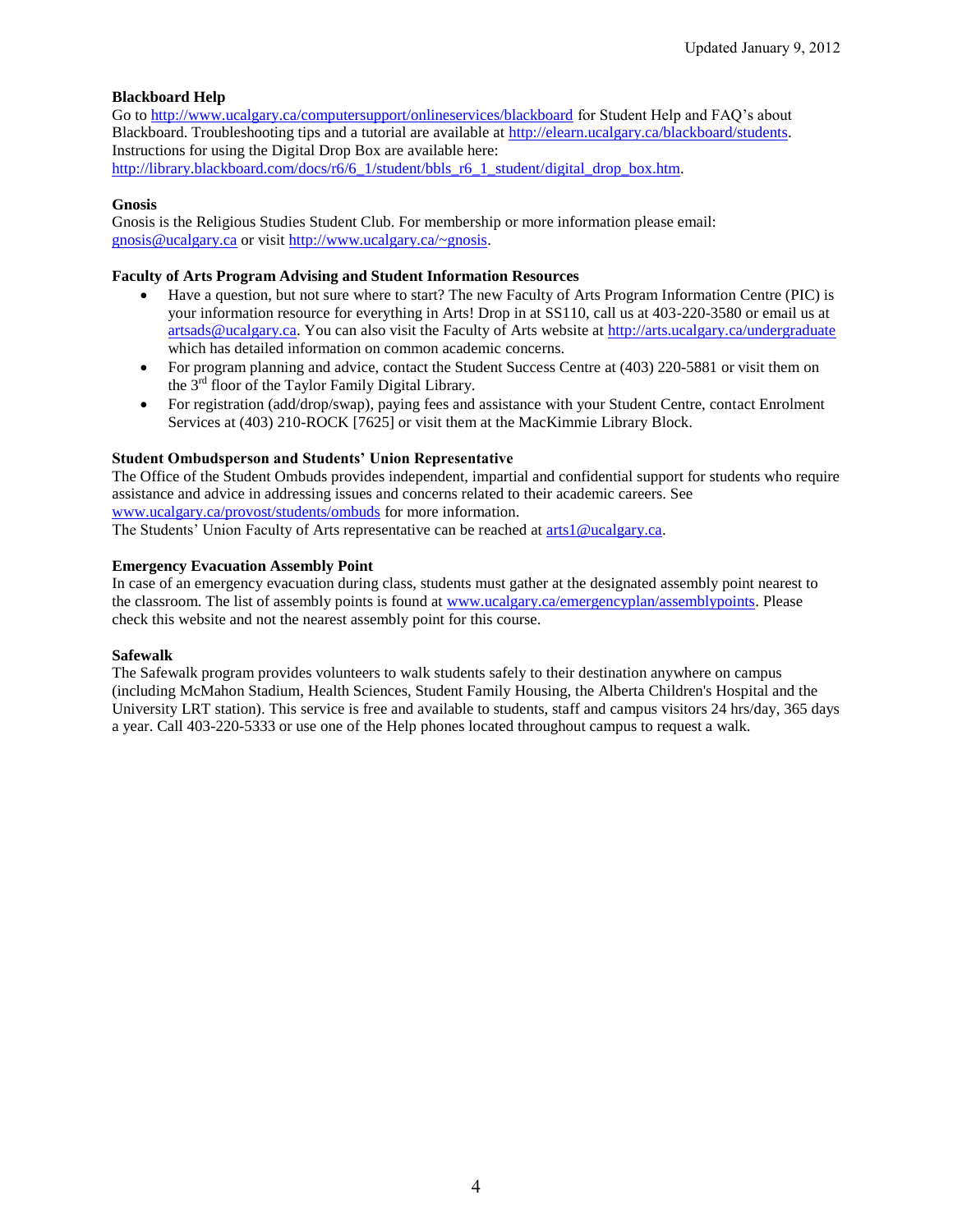**Blackboard Help**

Go to http://www.ucalgary.ca/computersupport/onlineservices/blackboard for Student Help and FAQ's about Blackboard. Troubleshooting tips and a tutorial are available at http://elearn.ucalgary.ca/blackboard/students. Instructions for using the Digital Drop Box are available here: http://library.blackboard.com/docs/r6/6_1/student/bbls_r6_1_student/digital_drop_box.htm.

**Gnosis**

Gnosis is the Religious Studies Student Club. For membership or more information please email: gnosis@ucalgary.ca or visit http://www.ucalgary.ca/~gnosis.

**Faculty of Arts Program Advising and Student Information Resources**

- Have a question, but not sure where to start? The new Faculty of Arts Program Information Centre (PIC) is your information resource for everything in Arts! Drop in at SS110, call us at 403-220-3580 or email us at artsads@ucalgary.ca. You can also visit the Faculty of Arts website at http://arts.ucalgary.ca/undergraduate which has detailed information on common academic concerns.
- For program planning and advice, contact the Student Success Centre at (403) 220-5881 or visit them on the 3rd floor of the Taylor Family Digital Library.
- For registration (add/drop/swap), paying fees and assistance with your Student Centre, contact Enrolment Services at (403) 210-ROCK [7625] or visit them at the MacKimmie Library Block.

**Student Ombudsperson and Students' Union Representative**

The Office of the Student Ombuds provides independent, impartial and confidential support for students who require assistance and advice in addressing issues and concerns related to their academic careers. See www.ucalgary.ca/provost/students/ombuds for more information.

The Students' Union Faculty of Arts representative can be reached at arts1@ucalgary.ca.

**Emergency Evacuation Assembly Point**

In case of an emergency evacuation during class, students must gather at the designated assembly point nearest to the classroom. The list of assembly points is found at www.ucalgary.ca/emergencyplan/assemblypoints. Please check this website and not the nearest assembly point for this course.

**Safewalk**

The Safewalk program provides volunteers to walk students safely to their destination anywhere on campus (including McMahon Stadium, Health Sciences, Student Family Housing, the Alberta Children's Hospital and the University LRT station). This service is free and available to students, staff and campus visitors 24 hrs/day, 365 days a year. Call 403-220-5333 or use one of the Help phones located throughout campus to request a walk.